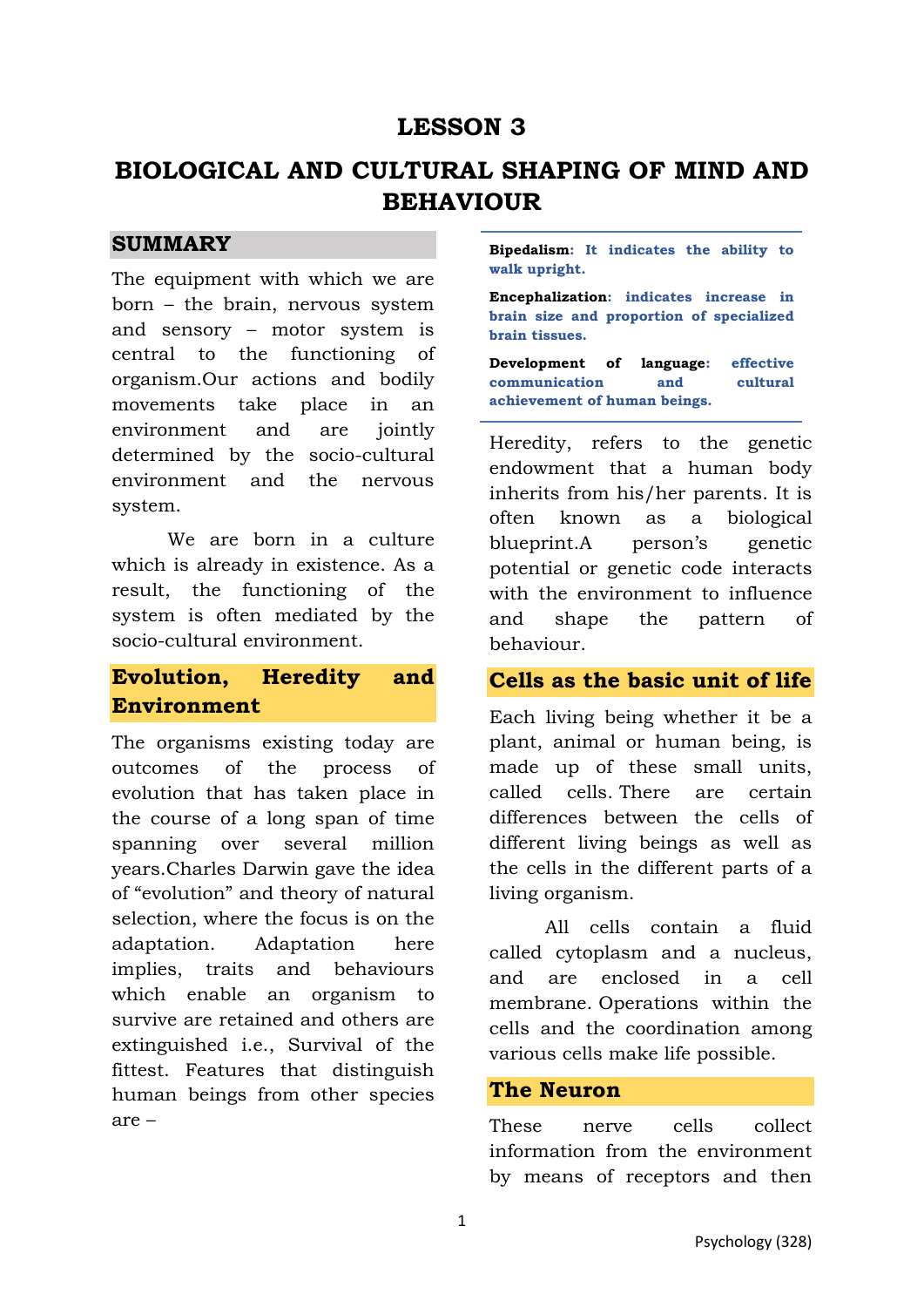# LESSON 3

# BIOLOGICAL AND CULTURAL SHAPING OF MIND AND BEHAVIOUR

## SUMMARY

The equipment with which we are born – the brain, nervous system and sensory – motor system is central to the functioning of organism.Our actions and bodily movements take place in an environment and are jointly determined by the socio-cultural environment and the nervous system.

We are born in a culture which is already in existence. As a result, the functioning of the system is often mediated by the socio-cultural environment.

## Evolution, Heredity and Environment

The organisms existing today are outcomes of the process of evolution that has taken place in the course of a long span of time spanning over several million years.Charles Darwin gave the idea of "evolution" and theory of natural selection, where the focus is on the adaptation. Adaptation here implies, traits and behaviours which enable an organism to survive are retained and others are extinguished i.e., Survival of the fittest. Features that distinguish human beings from other species are –

**Bipedalism: It indicates the ability to walk upright.**

**Encephalization: indicates increase in brain size and proportion of specialized brain tissues.**

**Development of language: effective communication and cultural achievement of human beings.**

Heredity, refers to the genetic endowment that a human body inherits from his/her parents. It is often known as a biological blueprint.A person's genetic potential or genetic code interacts with the environment to influence and shape the pattern of behaviour.

## Cells as the basic unit of life

Each living being whether it be a plant, animal or human being, is made up of these small units, called cells. There are certain differences between the cells of different living beings as well as the cells in the different parts of a living organism.

All cells contain a fluid called cytoplasm and a nucleus, and are enclosed in a cell membrane. Operations within the cells and the coordination among various cells make life possible.

## The Neuron

These nerve cells collect information from the environment by means of receptors and then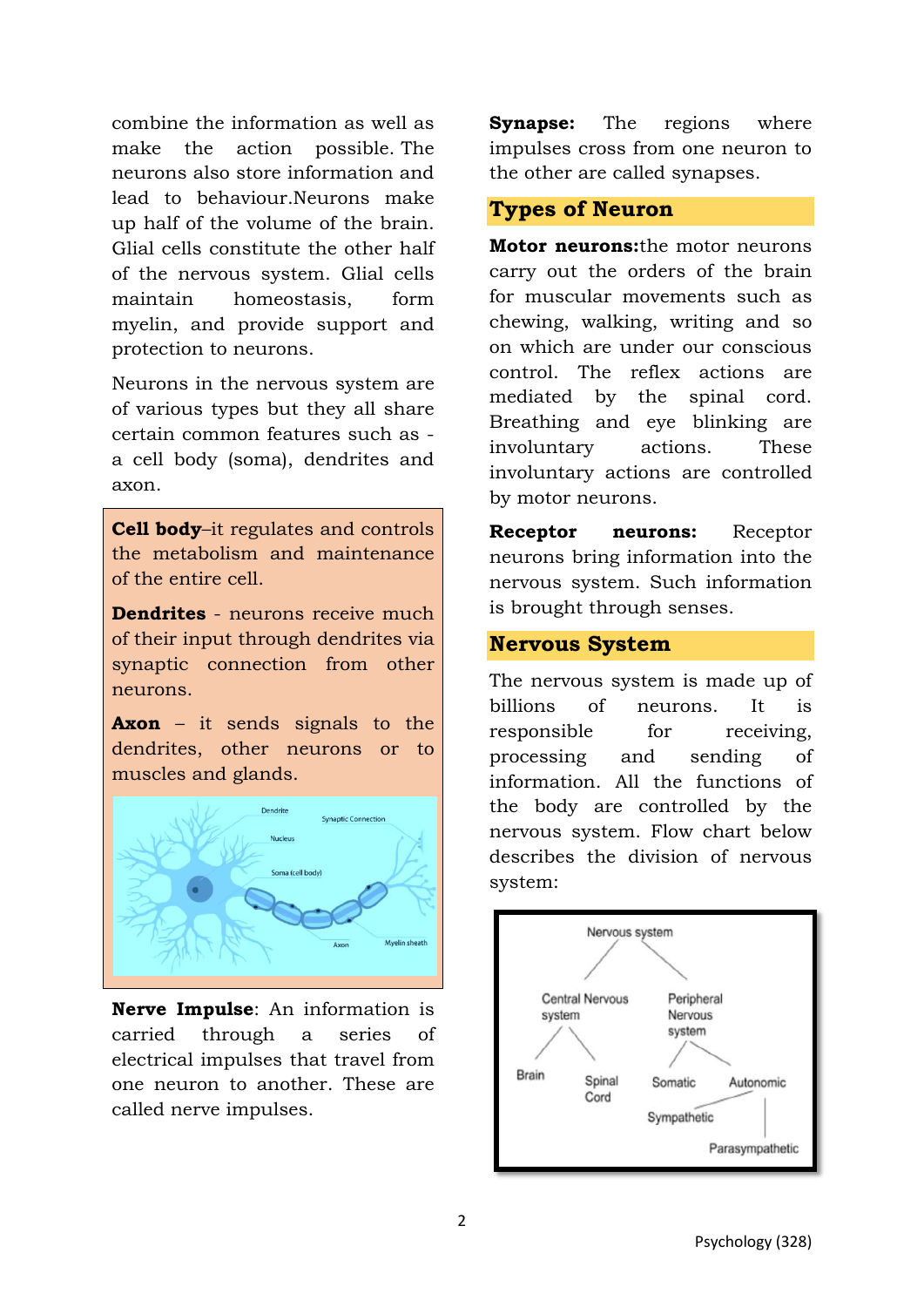combine the information as well as make the action possible. The neurons also store information and lead to behaviour.Neurons make up half of the volume of the brain. Glial cells constitute the other half of the nervous system. Glial cells maintain homeostasis, form myelin, and provide support and protection to neurons.

Neurons in the nervous system are of various types but they all share certain common features such as - a cell body (soma), dendrites and axon.

**Cell body**–it regulates and controls the metabolism and maintenance of the entire cell.

**Dendrites** - neurons receive much of their input through dendrites via synaptic connection from other neurons.

**Axon** – it sends signals to the dendrites, other neurons or to muscles and glands.

**Nerve Impulse**: An information is carried through a series of electrical impulses that travel from one neuron to another. These are called nerve impulses.

**Synapse:** The regions where impulses cross from one neuron to the other are called synapses.

## Types of Neuron

**Motor neurons:**the motor neurons carry out the orders of the brain for muscular movements such as chewing, walking, writing and so on which are under our conscious control. The reflex actions are mediated by the spinal cord. Breathing and eye blinking are involuntary actions. These involuntary actions are controlled by motor neurons.

**Receptor neurons:** Receptor neurons bring information into the nervous system. Such information is brought through senses.

## Nervous System

The nervous system is made up of billions of neurons. It is responsible for receiving, processing and sending of information. All the functions of the body are controlled by the nervous system. Flow chart below describes the division of nervous system:

- Nervous system
  - Central Nervous system
    - Brain
    - Spinal Cord
  - Peripheral Nervous system
    - Somatic
    - Autonomic
      - Sympathetic
      - Parasympathetic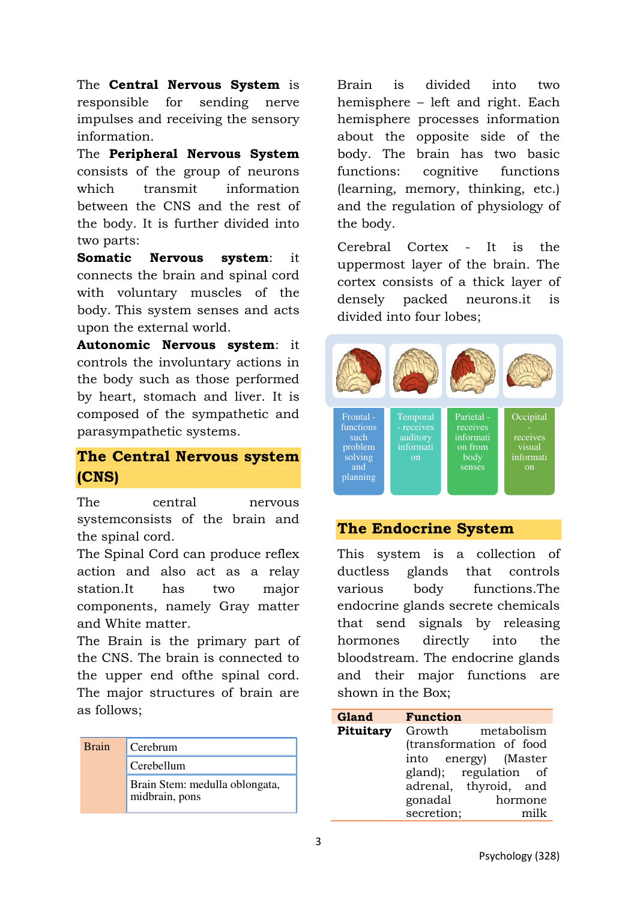The **Central Nervous System** is responsible for sending nerve impulses and receiving the sensory information.

The **Peripheral Nervous System** consists of the group of neurons which transmit information between the CNS and the rest of the body. It is further divided into two parts:

**Somatic Nervous system**: it connects the brain and spinal cord with voluntary muscles of the body. This system senses and acts upon the external world.

**Autonomic Nervous system**: it controls the involuntary actions in the body such as those performed by heart, stomach and liver. It is composed of the sympathetic and parasympathetic systems.

## The Central Nervous system (CNS)

The central nervous systemconsists of the brain and the spinal cord.

The Spinal Cord can produce reflex action and also act as a relay station.It has two major components, namely Gray matter and White matter.

The Brain is the primary part of the CNS. The brain is connected to the upper end ofthe spinal cord. The major structures of brain are as follows;

| Brain | Cerebrum |
|---|---|
| | Cerebellum |
| | Brain Stem: medulla oblongata, midbrain, pons |

Brain is divided into two hemisphere – left and right. Each hemisphere processes information about the opposite side of the body. The brain has two basic functions: cognitive functions (learning, memory, thinking, etc.) and the regulation of physiology of the body.

Cerebral Cortex - It is the uppermost layer of the brain. The cortex consists of a thick layer of densely packed neurons.it is divided into four lobes;

- Frontal - functions such problem solving and planning
- Temporal - receives auditory information
- Parietal - receives information from body senses
- Occipital - receives visual information

## The Endocrine System

This system is a collection of ductless glands that controls various body functions.The endocrine glands secrete chemicals that send signals by releasing hormones directly into the bloodstream. The endocrine glands and their major functions are shown in the Box;

| Gland | Function |
|---|---|
| **Pituitary** | Growth metabolism (transformation of food into energy) (Master gland); regulation of adrenal, thyroid, and gonadal hormone secretion; milk |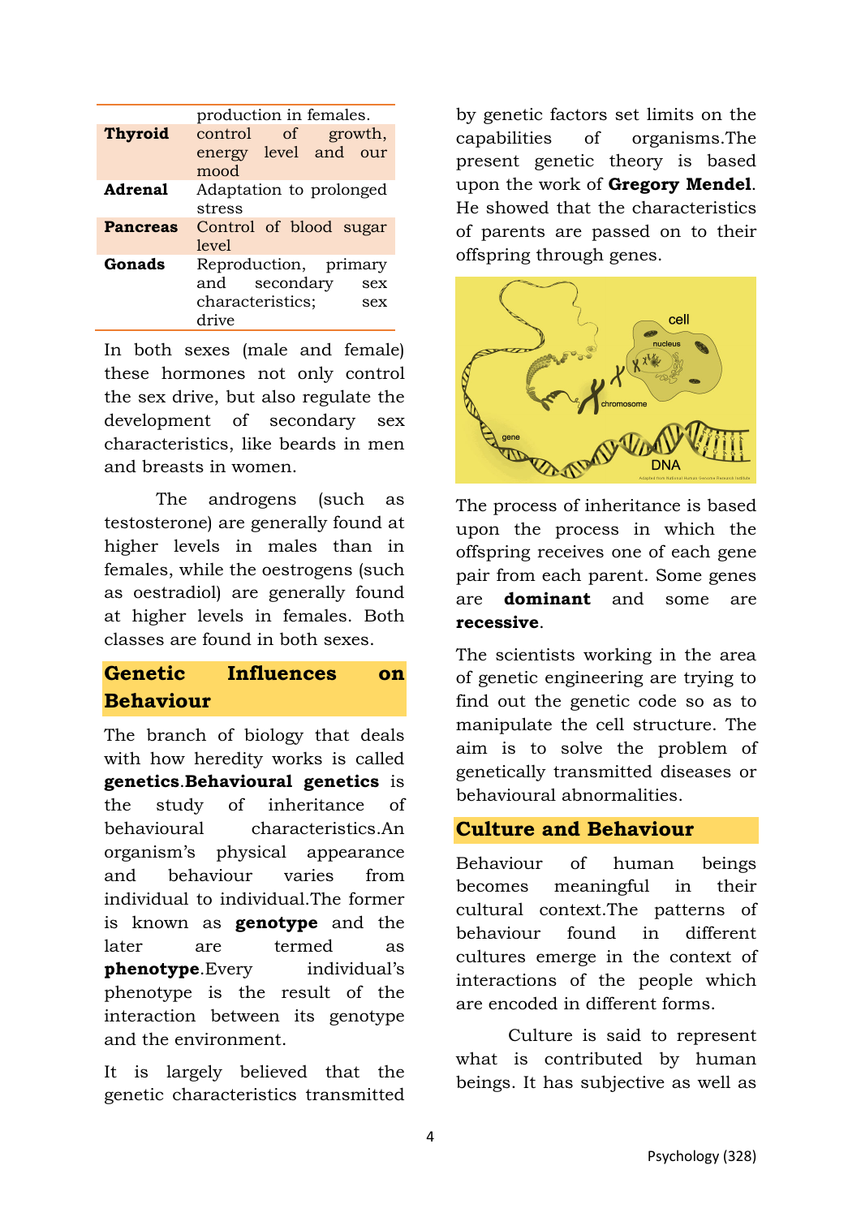| | |
|---|---|
| | production in females. |
| **Thyroid** | control of growth, energy level and our mood |
| **Adrenal** | Adaptation to prolonged stress |
| **Pancreas** | Control of blood sugar level |
| **Gonads** | Reproduction, primary and secondary sex characteristics; sex drive |

In both sexes (male and female) these hormones not only control the sex drive, but also regulate the development of secondary sex characteristics, like beards in men and breasts in women.

The androgens (such as testosterone) are generally found at higher levels in males than in females, while the oestrogens (such as oestradiol) are generally found at higher levels in females. Both classes are found in both sexes.

## Genetic Influences on Behaviour

The branch of biology that deals with how heredity works is called **genetics**.**Behavioural genetics** is the study of inheritance of behavioural characteristics.An organism's physical appearance and behaviour varies from individual to individual.The former is known as **genotype** and the later are termed as **phenotype**.Every individual's phenotype is the result of the interaction between its genotype and the environment.

It is largely believed that the genetic characteristics transmitted by genetic factors set limits on the capabilities of organisms.The present genetic theory is based upon the work of **Gregory Mendel**. He showed that the characteristics of parents are passed on to their offspring through genes.

The process of inheritance is based upon the process in which the offspring receives one of each gene pair from each parent. Some genes are **dominant** and some are **recessive**.

The scientists working in the area of genetic engineering are trying to find out the genetic code so as to manipulate the cell structure. The aim is to solve the problem of genetically transmitted diseases or behavioural abnormalities.

## Culture and Behaviour

Behaviour of human beings becomes meaningful in their cultural context.The patterns of behaviour found in different cultures emerge in the context of interactions of the people which are encoded in different forms.

Culture is said to represent what is contributed by human beings. It has subjective as well as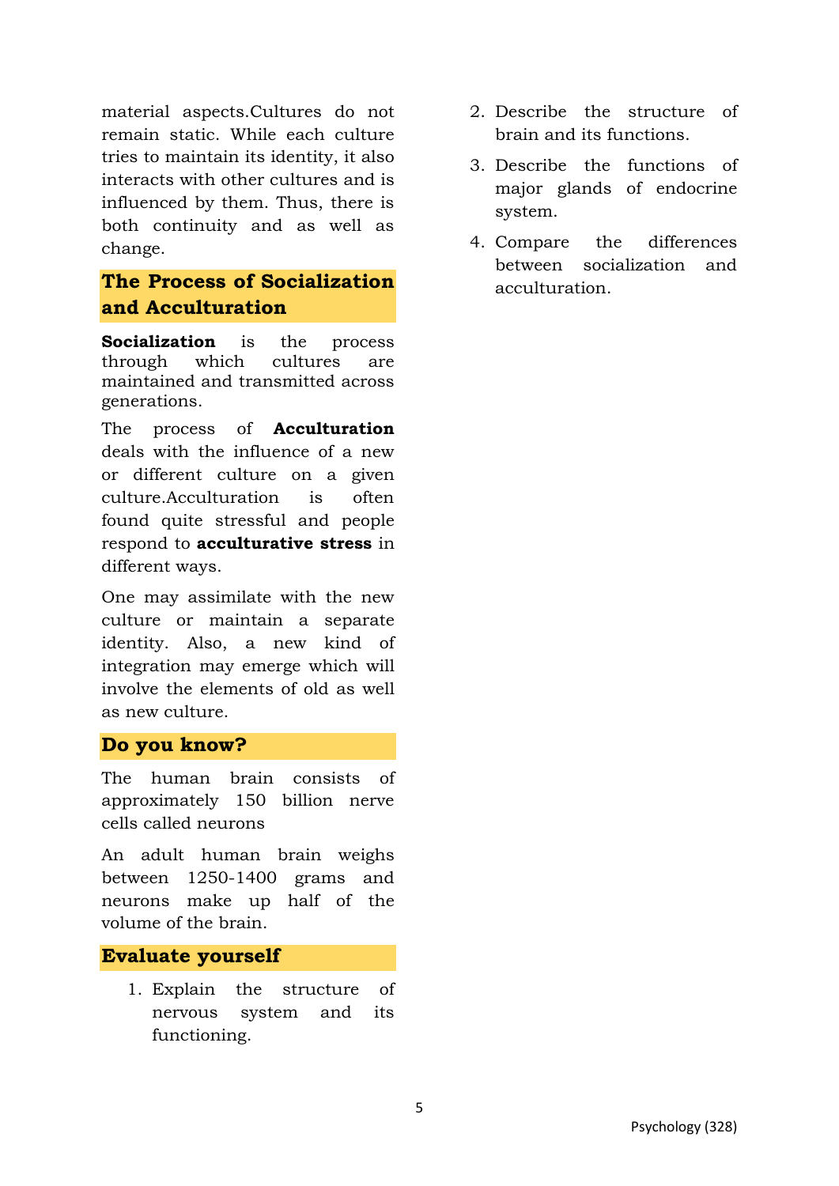material aspects.Cultures do not remain static. While each culture tries to maintain its identity, it also interacts with other cultures and is influenced by them. Thus, there is both continuity and as well as change.

## The Process of Socialization and Acculturation

**Socialization** is the process through which cultures are maintained and transmitted across generations.

The process of **Acculturation** deals with the influence of a new or different culture on a given culture.Acculturation is often found quite stressful and people respond to **acculturative stress** in different ways.

One may assimilate with the new culture or maintain a separate identity. Also, a new kind of integration may emerge which will involve the elements of old as well as new culture.

## Do you know?

The human brain consists of approximately 150 billion nerve cells called neurons

An adult human brain weighs between 1250-1400 grams and neurons make up half of the volume of the brain.

## Evaluate yourself

1. Explain the structure of nervous system and its functioning.
2. Describe the structure of brain and its functions.
3. Describe the functions of major glands of endocrine system.
4. Compare the differences between socialization and acculturation.